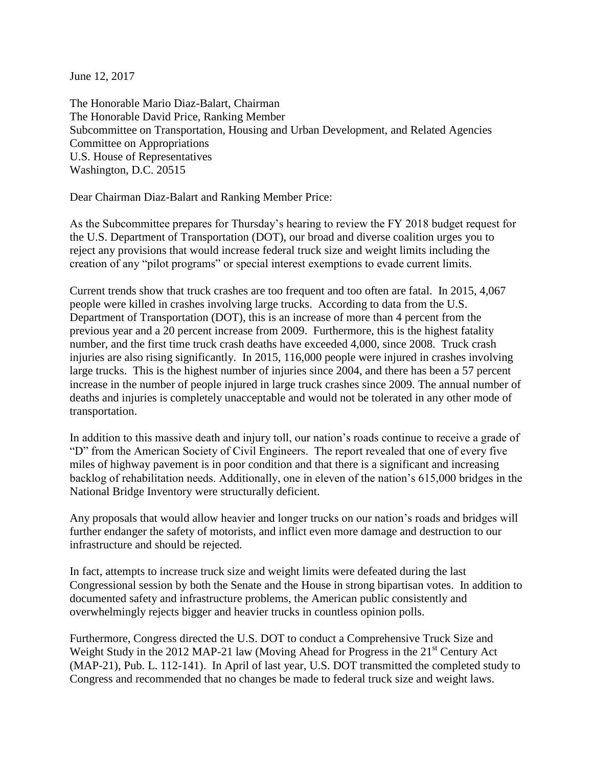June 12, 2017

The Honorable Mario Diaz-Balart, Chairman
The Honorable David Price, Ranking Member
Subcommittee on Transportation, Housing and Urban Development, and Related Agencies
Committee on Appropriations
U.S. House of Representatives
Washington, D.C. 20515

Dear Chairman Diaz-Balart and Ranking Member Price:

As the Subcommittee prepares for Thursday's hearing to review the FY 2018 budget request for the U.S. Department of Transportation (DOT), our broad and diverse coalition urges you to reject any provisions that would increase federal truck size and weight limits including the creation of any "pilot programs" or special interest exemptions to evade current limits.

Current trends show that truck crashes are too frequent and too often are fatal. In 2015, 4,067 people were killed in crashes involving large trucks. According to data from the U.S. Department of Transportation (DOT), this is an increase of more than 4 percent from the previous year and a 20 percent increase from 2009. Furthermore, this is the highest fatality number, and the first time truck crash deaths have exceeded 4,000, since 2008. Truck crash injuries are also rising significantly. In 2015, 116,000 people were injured in crashes involving large trucks. This is the highest number of injuries since 2004, and there has been a 57 percent increase in the number of people injured in large truck crashes since 2009. The annual number of deaths and injuries is completely unacceptable and would not be tolerated in any other mode of transportation.

In addition to this massive death and injury toll, our nation's roads continue to receive a grade of "D" from the American Society of Civil Engineers. The report revealed that one of every five miles of highway pavement is in poor condition and that there is a significant and increasing backlog of rehabilitation needs. Additionally, one in eleven of the nation's 615,000 bridges in the National Bridge Inventory were structurally deficient.

Any proposals that would allow heavier and longer trucks on our nation's roads and bridges will further endanger the safety of motorists, and inflict even more damage and destruction to our infrastructure and should be rejected.

In fact, attempts to increase truck size and weight limits were defeated during the last Congressional session by both the Senate and the House in strong bipartisan votes. In addition to documented safety and infrastructure problems, the American public consistently and overwhelmingly rejects bigger and heavier trucks in countless opinion polls.

Furthermore, Congress directed the U.S. DOT to conduct a Comprehensive Truck Size and Weight Study in the 2012 MAP-21 law (Moving Ahead for Progress in the 21st Century Act (MAP-21), Pub. L. 112-141). In April of last year, U.S. DOT transmitted the completed study to Congress and recommended that no changes be made to federal truck size and weight laws.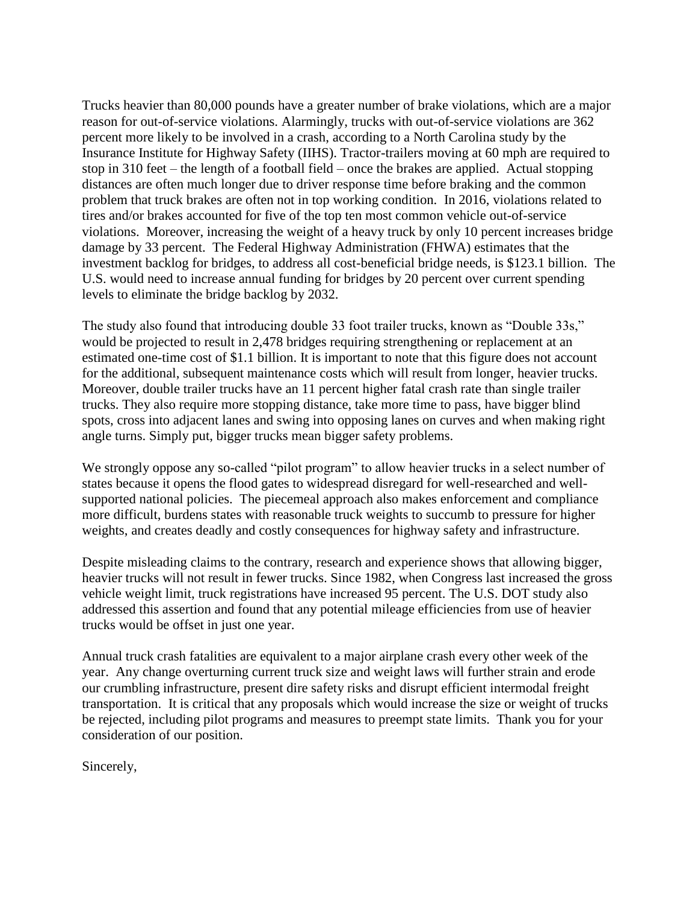Trucks heavier than 80,000 pounds have a greater number of brake violations, which are a major reason for out-of-service violations. Alarmingly, trucks with out-of-service violations are 362 percent more likely to be involved in a crash, according to a North Carolina study by the Insurance Institute for Highway Safety (IIHS). Tractor-trailers moving at 60 mph are required to stop in 310 feet – the length of a football field – once the brakes are applied. Actual stopping distances are often much longer due to driver response time before braking and the common problem that truck brakes are often not in top working condition. In 2016, violations related to tires and/or brakes accounted for five of the top ten most common vehicle out-of-service violations. Moreover, increasing the weight of a heavy truck by only 10 percent increases bridge damage by 33 percent. The Federal Highway Administration (FHWA) estimates that the investment backlog for bridges, to address all cost-beneficial bridge needs, is \$123.1 billion. The U.S. would need to increase annual funding for bridges by 20 percent over current spending levels to eliminate the bridge backlog by 2032.

The study also found that introducing double 33 foot trailer trucks, known as "Double 33s," would be projected to result in 2,478 bridges requiring strengthening or replacement at an estimated one-time cost of \$1.1 billion. It is important to note that this figure does not account for the additional, subsequent maintenance costs which will result from longer, heavier trucks. Moreover, double trailer trucks have an 11 percent higher fatal crash rate than single trailer trucks. They also require more stopping distance, take more time to pass, have bigger blind spots, cross into adjacent lanes and swing into opposing lanes on curves and when making right angle turns. Simply put, bigger trucks mean bigger safety problems.

We strongly oppose any so-called "pilot program" to allow heavier trucks in a select number of states because it opens the flood gates to widespread disregard for well-researched and well-supported national policies. The piecemeal approach also makes enforcement and compliance more difficult, burdens states with reasonable truck weights to succumb to pressure for higher weights, and creates deadly and costly consequences for highway safety and infrastructure.

Despite misleading claims to the contrary, research and experience shows that allowing bigger, heavier trucks will not result in fewer trucks. Since 1982, when Congress last increased the gross vehicle weight limit, truck registrations have increased 95 percent. The U.S. DOT study also addressed this assertion and found that any potential mileage efficiencies from use of heavier trucks would be offset in just one year.

Annual truck crash fatalities are equivalent to a major airplane crash every other week of the year. Any change overturning current truck size and weight laws will further strain and erode our crumbling infrastructure, present dire safety risks and disrupt efficient intermodal freight transportation. It is critical that any proposals which would increase the size or weight of trucks be rejected, including pilot programs and measures to preempt state limits. Thank you for your consideration of our position.

Sincerely,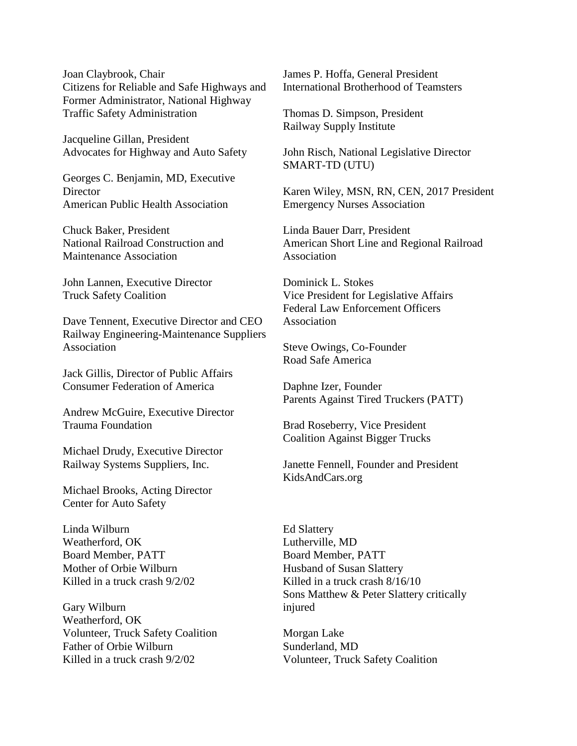Joan Claybrook, Chair
Citizens for Reliable and Safe Highways and Former Administrator, National Highway Traffic Safety Administration

Jacqueline Gillan, President
Advocates for Highway and Auto Safety

Georges C. Benjamin, MD, Executive Director
American Public Health Association

Chuck Baker, President
National Railroad Construction and Maintenance Association

John Lannen, Executive Director
Truck Safety Coalition

Dave Tennent, Executive Director and CEO
Railway Engineering-Maintenance Suppliers Association

Jack Gillis, Director of Public Affairs
Consumer Federation of America

Andrew McGuire, Executive Director
Trauma Foundation

Michael Drudy, Executive Director
Railway Systems Suppliers, Inc.

Michael Brooks, Acting Director
Center for Auto Safety

James P. Hoffa, General President
International Brotherhood of Teamsters

Thomas D. Simpson, President
Railway Supply Institute

John Risch, National Legislative Director
SMART-TD (UTU)

Karen Wiley, MSN, RN, CEN, 2017 President
Emergency Nurses Association

Linda Bauer Darr, President
American Short Line and Regional Railroad Association

Dominick L. Stokes
Vice President for Legislative Affairs
Federal Law Enforcement Officers Association

Steve Owings, Co-Founder
Road Safe America

Daphne Izer, Founder
Parents Against Tired Truckers (PATT)

Brad Roseberry, Vice President
Coalition Against Bigger Trucks

Janette Fennell, Founder and President
KidsAndCars.org

Linda Wilburn
Weatherford, OK
Board Member, PATT
Mother of Orbie Wilburn
Killed in a truck crash 9/2/02

Gary Wilburn
Weatherford, OK
Volunteer, Truck Safety Coalition
Father of Orbie Wilburn
Killed in a truck crash 9/2/02

Ed Slattery
Lutherville, MD
Board Member, PATT
Husband of Susan Slattery
Killed in a truck crash 8/16/10
Sons Matthew & Peter Slattery critically injured

Morgan Lake
Sunderland, MD
Volunteer, Truck Safety Coalition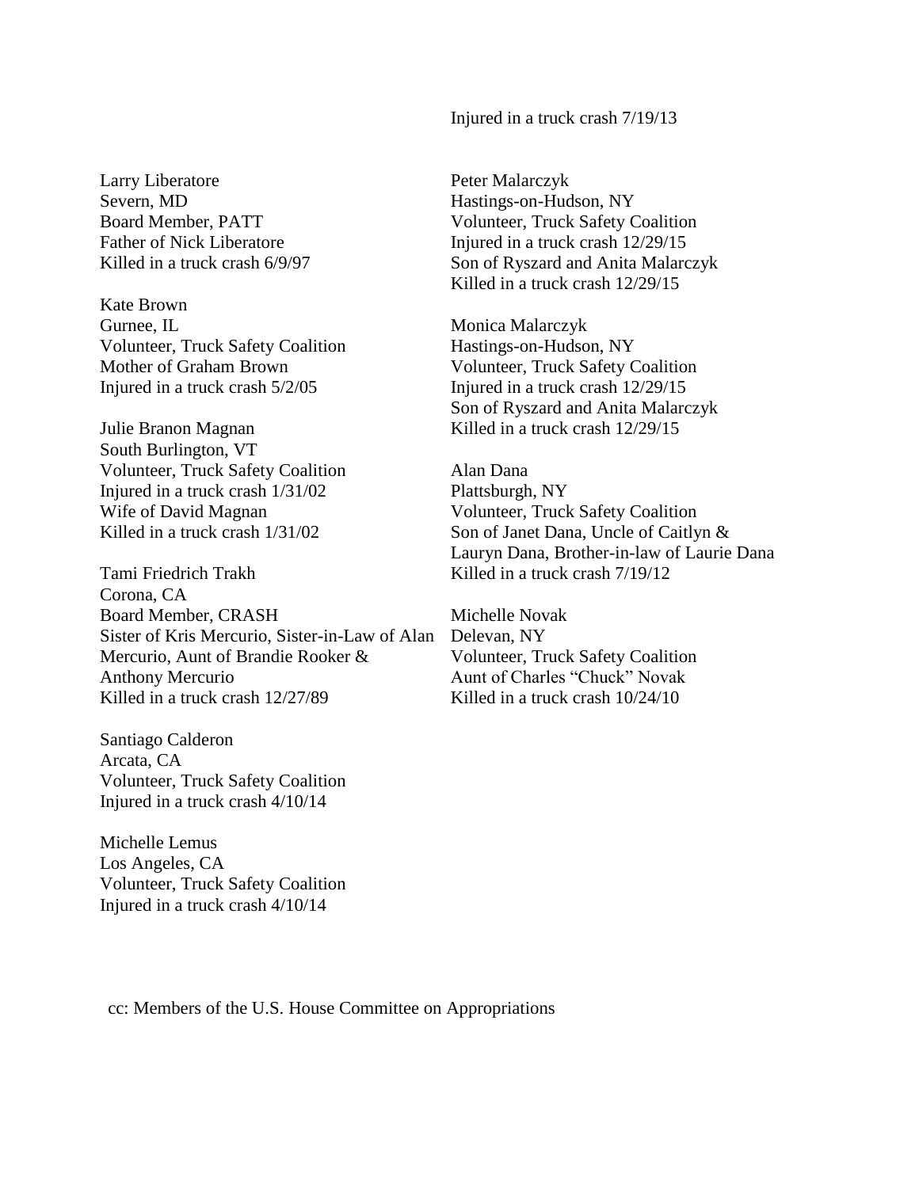Injured in a truck crash 7/19/13

Larry Liberatore
Severn, MD
Board Member, PATT
Father of Nick Liberatore
Killed in a truck crash 6/9/97

Kate Brown
Gurnee, IL
Volunteer, Truck Safety Coalition
Mother of Graham Brown
Injured in a truck crash 5/2/05

Julie Branon Magnan
South Burlington, VT
Volunteer, Truck Safety Coalition
Injured in a truck crash 1/31/02
Wife of David Magnan
Killed in a truck crash 1/31/02

Tami Friedrich Trakh
Corona, CA
Board Member, CRASH
Sister of Kris Mercurio, Sister-in-Law of Alan Mercurio, Aunt of Brandie Rooker & Anthony Mercurio
Killed in a truck crash 12/27/89

Santiago Calderon
Arcata, CA
Volunteer, Truck Safety Coalition
Injured in a truck crash 4/10/14

Michelle Lemus
Los Angeles, CA
Volunteer, Truck Safety Coalition
Injured in a truck crash 4/10/14

Peter Malarczyk
Hastings-on-Hudson, NY
Volunteer, Truck Safety Coalition
Injured in a truck crash 12/29/15
Son of Ryszard and Anita Malarczyk
Killed in a truck crash 12/29/15

Monica Malarczyk
Hastings-on-Hudson, NY
Volunteer, Truck Safety Coalition
Injured in a truck crash 12/29/15
Son of Ryszard and Anita Malarczyk
Killed in a truck crash 12/29/15

Alan Dana
Plattsburgh, NY
Volunteer, Truck Safety Coalition
Son of Janet Dana, Uncle of Caitlyn & Lauryn Dana, Brother-in-law of Laurie Dana
Killed in a truck crash 7/19/12

Michelle Novak
Delevan, NY
Volunteer, Truck Safety Coalition
Aunt of Charles "Chuck" Novak
Killed in a truck crash 10/24/10

cc: Members of the U.S. House Committee on Appropriations